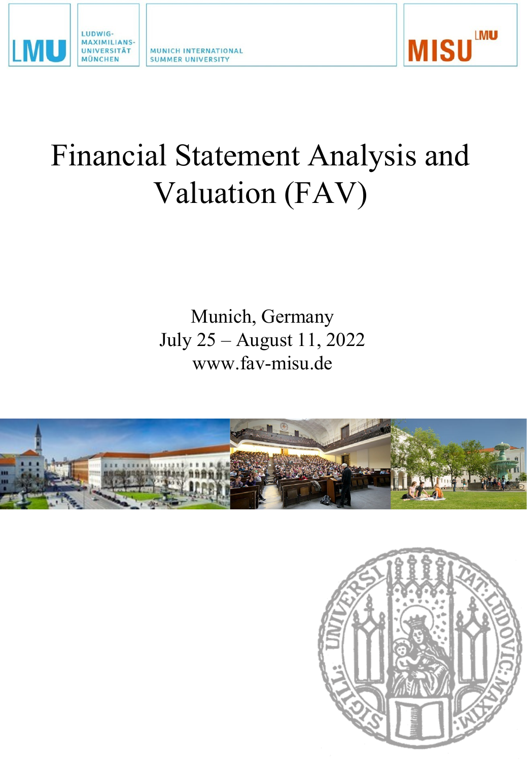LUDWIG-MAXIMILIANS-UNIVERSITÄT MÜNCHEN

MUNICH INTERNATIONAL SUMMER UNIVERSITY

# Financial Statement Analysis and Valuation (FAV)

Munich, Germany  
July 25 – August 11, 2022  
www.fav-misu.de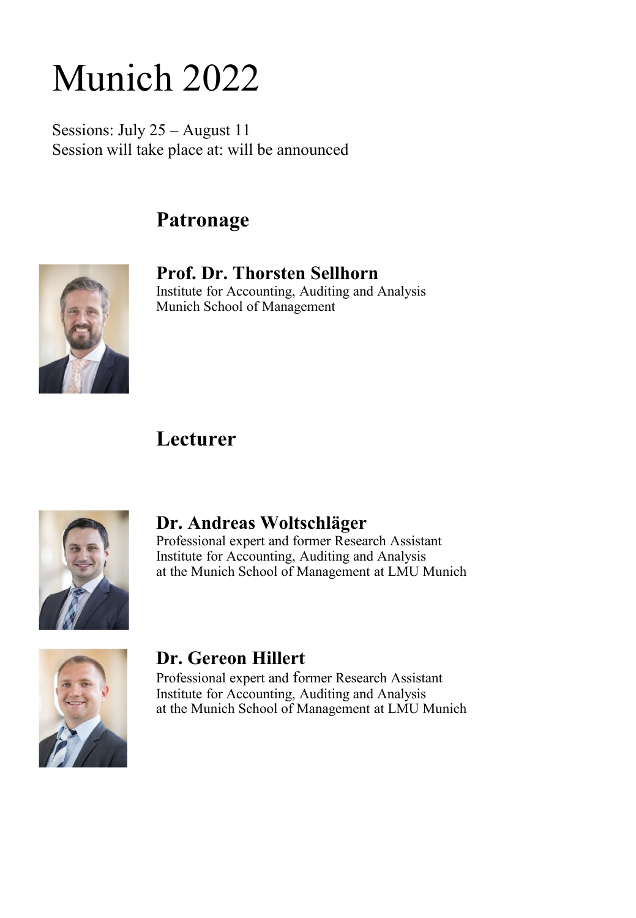# Munich 2022

Sessions: July 25 – August 11
Session will take place at: will be announced

## Patronage

**Prof. Dr. Thorsten Sellhorn**
Institute for Accounting, Auditing and Analysis
Munich School of Management

## Lecturer

**Dr. Andreas Woltschläger**
Professional expert and former Research Assistant
Institute for Accounting, Auditing and Analysis
at the Munich School of Management at LMU Munich

**Dr. Gereon Hillert**
Professional expert and former Research Assistant
Institute for Accounting, Auditing and Analysis
at the Munich School of Management at LMU Munich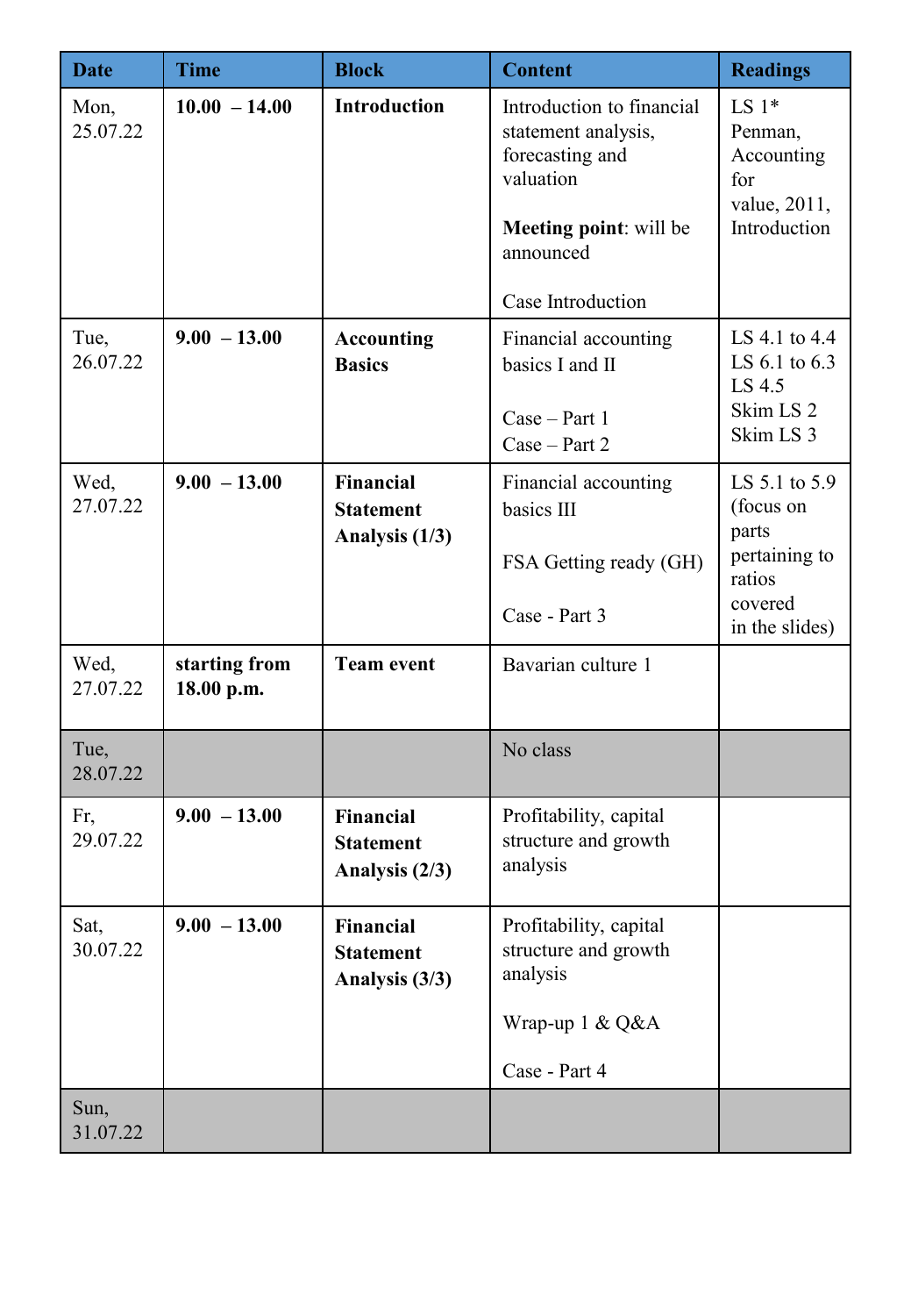| Date | Time | Block | Content | Readings |
|---|---|---|---|---|
| Mon, 25.07.22 | **10.00 – 14.00** | **Introduction** | Introduction to financial statement analysis, forecasting and valuation<br><br>**Meeting point**: will be announced<br><br>Case Introduction | LS 1* Penman, Accounting for value, 2011, Introduction |
| Tue, 26.07.22 | **9.00 – 13.00** | **Accounting Basics** | Financial accounting basics I and II<br><br>Case – Part 1<br>Case – Part 2 | LS 4.1 to 4.4<br>LS 6.1 to 6.3<br>LS 4.5<br>Skim LS 2<br>Skim LS 3 |
| Wed, 27.07.22 | **9.00 – 13.00** | **Financial Statement Analysis (1/3)** | Financial accounting basics III<br><br>FSA Getting ready (GH)<br><br>Case - Part 3 | LS 5.1 to 5.9 (focus on parts pertaining to ratios covered in the slides) |
| Wed, 27.07.22 | **starting from 18.00 p.m.** | **Team event** | Bavarian culture 1 | |
| Tue, 28.07.22 | | | No class | |
| Fr, 29.07.22 | **9.00 – 13.00** | **Financial Statement Analysis (2/3)** | Profitability, capital structure and growth analysis | |
| Sat, 30.07.22 | **9.00 – 13.00** | **Financial Statement Analysis (3/3)** | Profitability, capital structure and growth analysis<br><br>Wrap-up 1 & Q&A<br><br>Case - Part 4 | |
| Sun, 31.07.22 | | | | |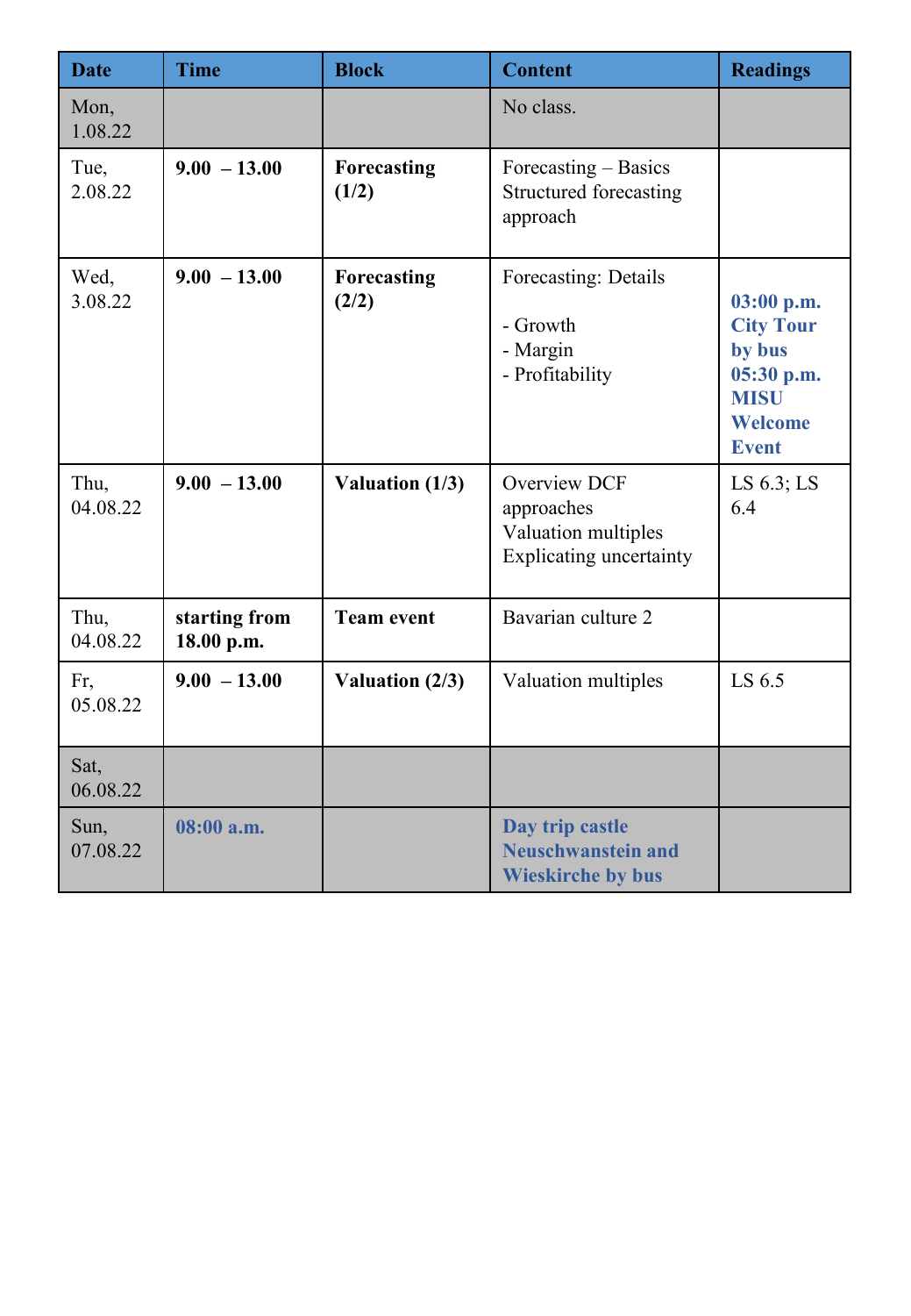| **Date** | **Time** | **Block** | **Content** | **Readings** |
|---|---|---|---|---|
| Mon, 1.08.22 | | | No class. | |
| Tue, 2.08.22 | **9.00 – 13.00** | **Forecasting (1/2)** | Forecasting – Basics<br>Structured forecasting approach | |
| Wed, 3.08.22 | **9.00 – 13.00** | **Forecasting (2/2)** | Forecasting: Details<br><br>- Growth<br>- Margin<br>- Profitability | **03:00 p.m. City Tour by bus 05:30 p.m. MISU Welcome Event** |
| Thu, 04.08.22 | **9.00 – 13.00** | **Valuation (1/3)** | Overview DCF approaches<br>Valuation multiples<br>Explicating uncertainty | LS 6.3; LS 6.4 |
| Thu, 04.08.22 | **starting from 18.00 p.m.** | **Team event** | Bavarian culture 2 | |
| Fr, 05.08.22 | **9.00 – 13.00** | **Valuation (2/3)** | Valuation multiples | LS 6.5 |
| Sat, 06.08.22 | | | | |
| Sun, 07.08.22 | **08:00 a.m.** | | **Day trip castle Neuschwanstein and Wieskirche by bus** | |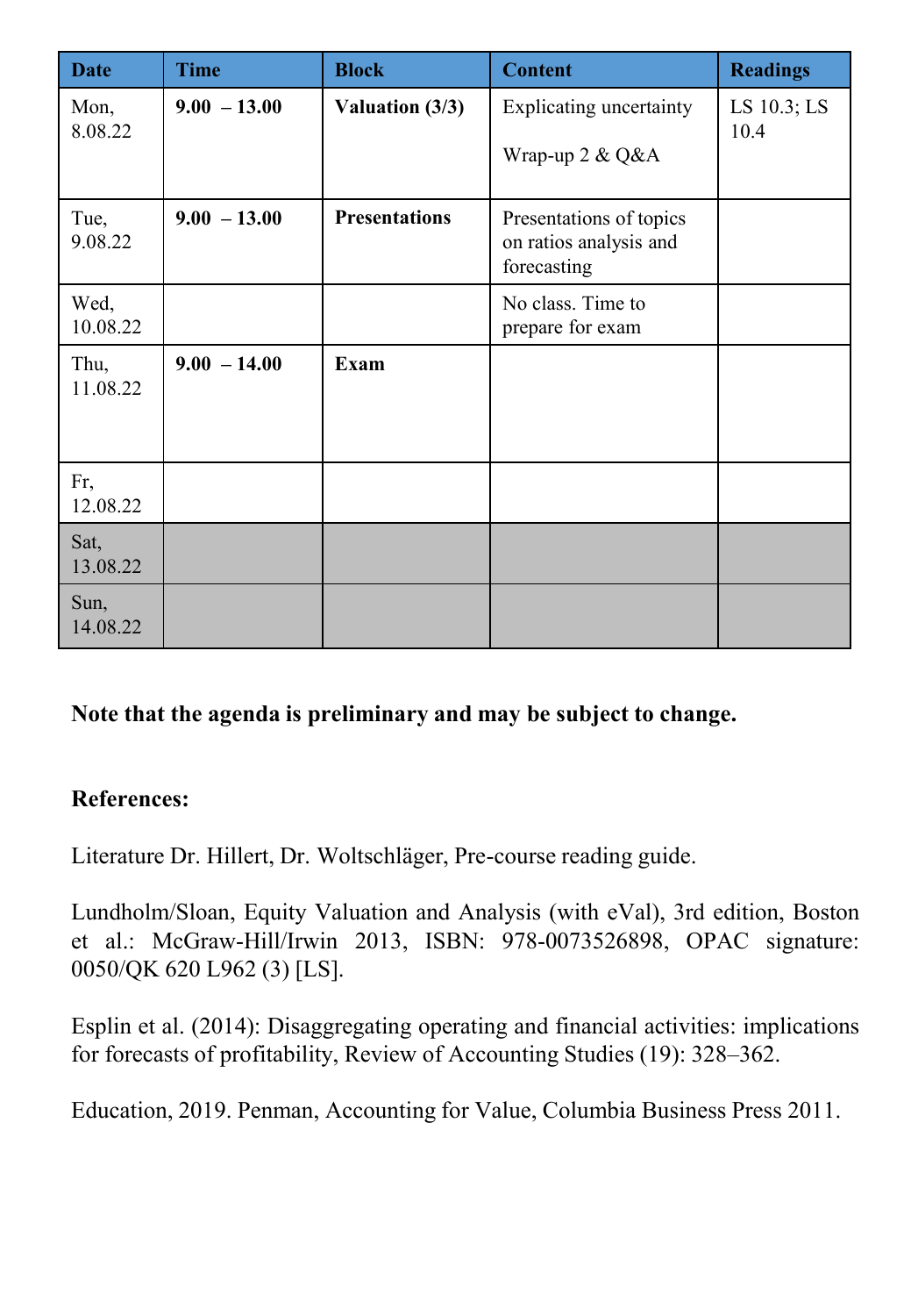| Date | Time | Block | Content | Readings |
|---|---|---|---|---|
| Mon, 8.08.22 | **9.00 – 13.00** | **Valuation (3/3)** | Explicating uncertainty<br><br>Wrap-up 2 & Q&A | LS 10.3; LS 10.4 |
| Tue, 9.08.22 | **9.00 – 13.00** | **Presentations** | Presentations of topics on ratios analysis and forecasting | |
| Wed, 10.08.22 | | | No class. Time to prepare for exam | |
| Thu, 11.08.22 | **9.00 – 14.00** | **Exam** | | |
| Fr, 12.08.22 | | | | |
| Sat, 13.08.22 | | | | |
| Sun, 14.08.22 | | | | |

**Note that the agenda is preliminary and may be subject to change.**

**References:**

Literature Dr. Hillert, Dr. Woltschläger, Pre-course reading guide.

Lundholm/Sloan, Equity Valuation and Analysis (with eVal), 3rd edition, Boston et al.: McGraw-Hill/Irwin 2013, ISBN: 978-0073526898, OPAC signature: 0050/QK 620 L962 (3) [LS].

Esplin et al. (2014): Disaggregating operating and financial activities: implications for forecasts of profitability, Review of Accounting Studies (19): 328–362.

Education, 2019. Penman, Accounting for Value, Columbia Business Press 2011.